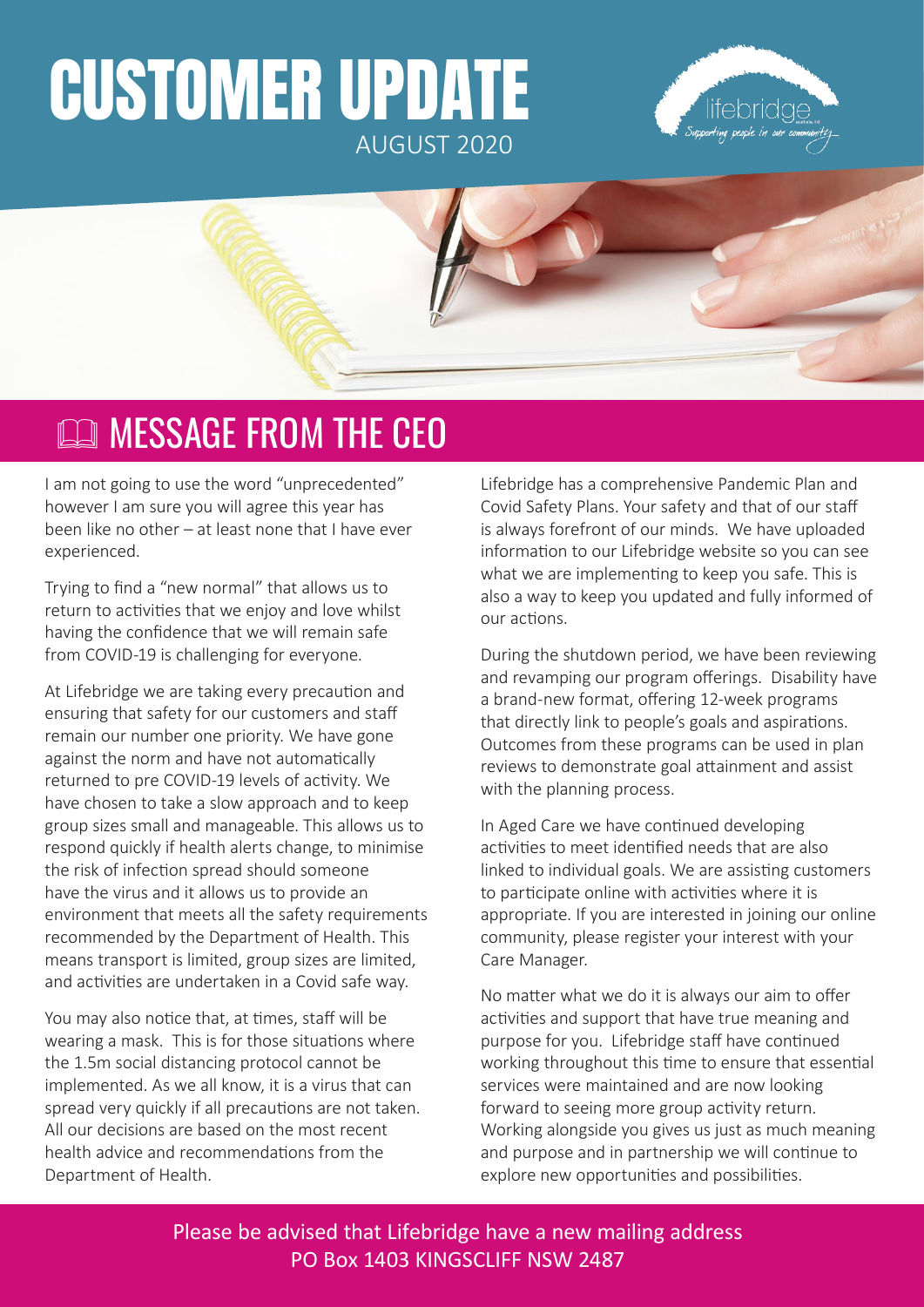# CUSTOMER UPDATE

AUGUST 2020

## MESSAGE FROM THE CEO

I am not going to use the word "unprecedented" however I am sure you will agree this year has been like no other – at least none that I have ever experienced.

Trying to find a "new normal" that allows us to return to activities that we enjoy and love whilst having the confidence that we will remain safe from COVID-19 is challenging for everyone.

At Lifebridge we are taking every precaution and ensuring that safety for our customers and staff remain our number one priority. We have gone against the norm and have not automatically returned to pre COVID-19 levels of activity. We have chosen to take a slow approach and to keep group sizes small and manageable. This allows us to respond quickly if health alerts change, to minimise the risk of infection spread should someone have the virus and it allows us to provide an environment that meets all the safety requirements recommended by the Department of Health. This means transport is limited, group sizes are limited, and activities are undertaken in a Covid safe way.

You may also notice that, at times, staff will be wearing a mask. This is for those situations where the 1.5m social distancing protocol cannot be implemented. As we all know, it is a virus that can spread very quickly if all precautions are not taken. All our decisions are based on the most recent health advice and recommendations from the Department of Health.

Lifebridge has a comprehensive Pandemic Plan and Covid Safety Plans. Your safety and that of our staff is always forefront of our minds. We have uploaded information to our Lifebridge website so you can see what we are implementing to keep you safe. This is also a way to keep you updated and fully informed of our actions.

During the shutdown period, we have been reviewing and revamping our program offerings. Disability have a brand-new format, offering 12-week programs that directly link to people's goals and aspirations. Outcomes from these programs can be used in plan reviews to demonstrate goal attainment and assist with the planning process.

In Aged Care we have continued developing activities to meet identified needs that are also linked to individual goals. We are assisting customers to participate online with activities where it is appropriate. If you are interested in joining our online community, please register your interest with your Care Manager.

No matter what we do it is always our aim to offer activities and support that have true meaning and purpose for you. Lifebridge staff have continued working throughout this time to ensure that essential services were maintained and are now looking forward to seeing more group activity return. Working alongside you gives us just as much meaning and purpose and in partnership we will continue to explore new opportunities and possibilities.

Please be advised that Lifebridge have a new mailing address
PO Box 1403 KINGSCLIFF NSW 2487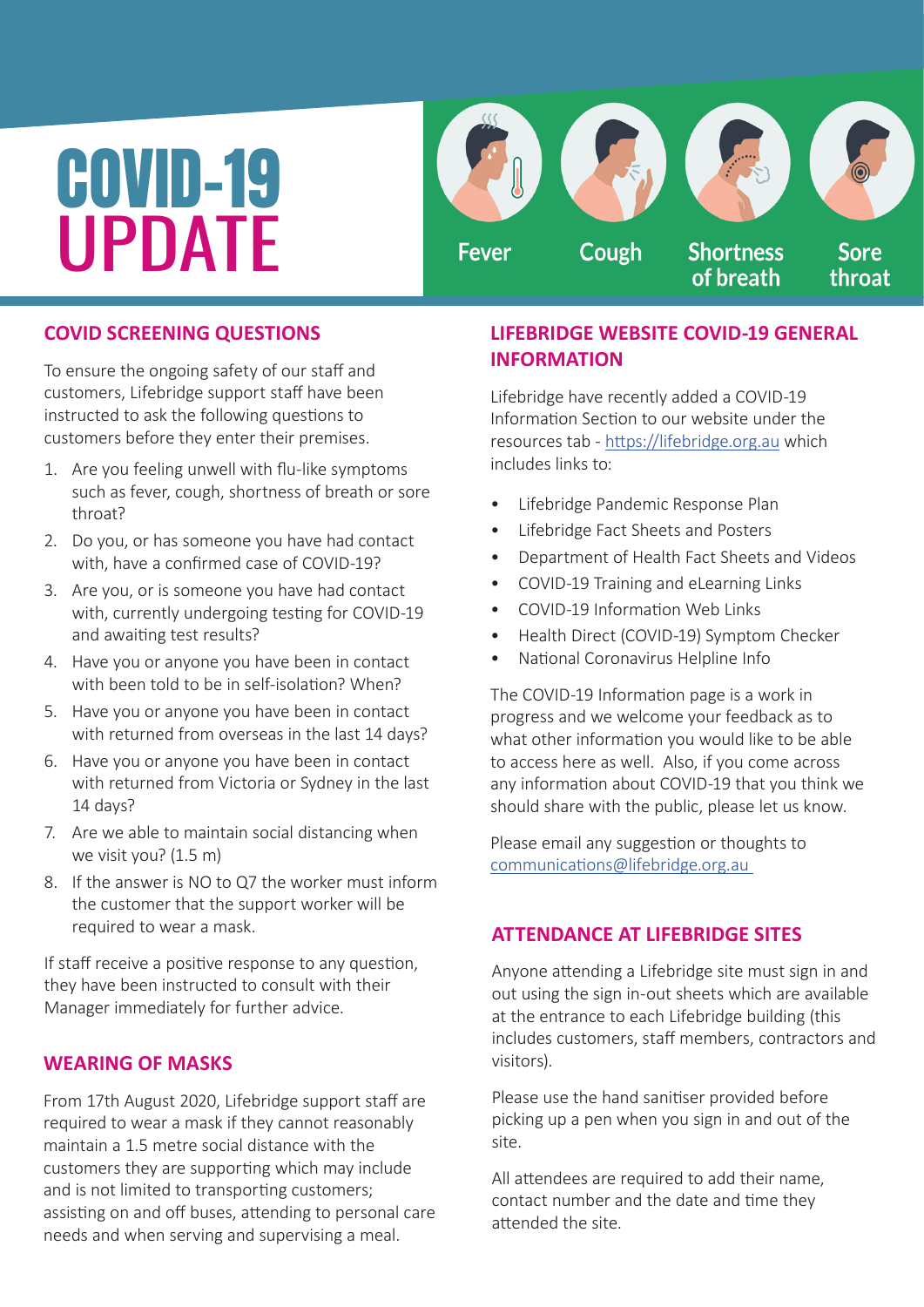# COVID-19 UPDATE

Fever | Cough | Shortness of breath | Sore throat

## COVID SCREENING QUESTIONS

To ensure the ongoing safety of our staff and customers, Lifebridge support staff have been instructed to ask the following questions to customers before they enter their premises.

1. Are you feeling unwell with flu-like symptoms such as fever, cough, shortness of breath or sore throat?
2. Do you, or has someone you have had contact with, have a confirmed case of COVID-19?
3. Are you, or is someone you have had contact with, currently undergoing testing for COVID-19 and awaiting test results?
4. Have you or anyone you have been in contact with been told to be in self-isolation? When?
5. Have you or anyone you have been in contact with returned from overseas in the last 14 days?
6. Have you or anyone you have been in contact with returned from Victoria or Sydney in the last 14 days?
7. Are we able to maintain social distancing when we visit you? (1.5 m)
8. If the answer is NO to Q7 the worker must inform the customer that the support worker will be required to wear a mask.

If staff receive a positive response to any question, they have been instructed to consult with their Manager immediately for further advice.

## WEARING OF MASKS

From 17th August 2020, Lifebridge support staff are required to wear a mask if they cannot reasonably maintain a 1.5 metre social distance with the customers they are supporting which may include and is not limited to transporting customers; assisting on and off buses, attending to personal care needs and when serving and supervising a meal.

## LIFEBRIDGE WEBSITE COVID-19 GENERAL INFORMATION

Lifebridge have recently added a COVID-19 Information Section to our website under the resources tab - https://lifebridge.org.au which includes links to:

- Lifebridge Pandemic Response Plan
- Lifebridge Fact Sheets and Posters
- Department of Health Fact Sheets and Videos
- COVID-19 Training and eLearning Links
- COVID-19 Information Web Links
- Health Direct (COVID-19) Symptom Checker
- National Coronavirus Helpline Info

The COVID-19 Information page is a work in progress and we welcome your feedback as to what other information you would like to be able to access here as well. Also, if you come across any information about COVID-19 that you think we should share with the public, please let us know.

Please email any suggestion or thoughts to communications@lifebridge.org.au

## ATTENDANCE AT LIFEBRIDGE SITES

Anyone attending a Lifebridge site must sign in and out using the sign in-out sheets which are available at the entrance to each Lifebridge building (this includes customers, staff members, contractors and visitors).

Please use the hand sanitiser provided before picking up a pen when you sign in and out of the site.

All attendees are required to add their name, contact number and the date and time they attended the site.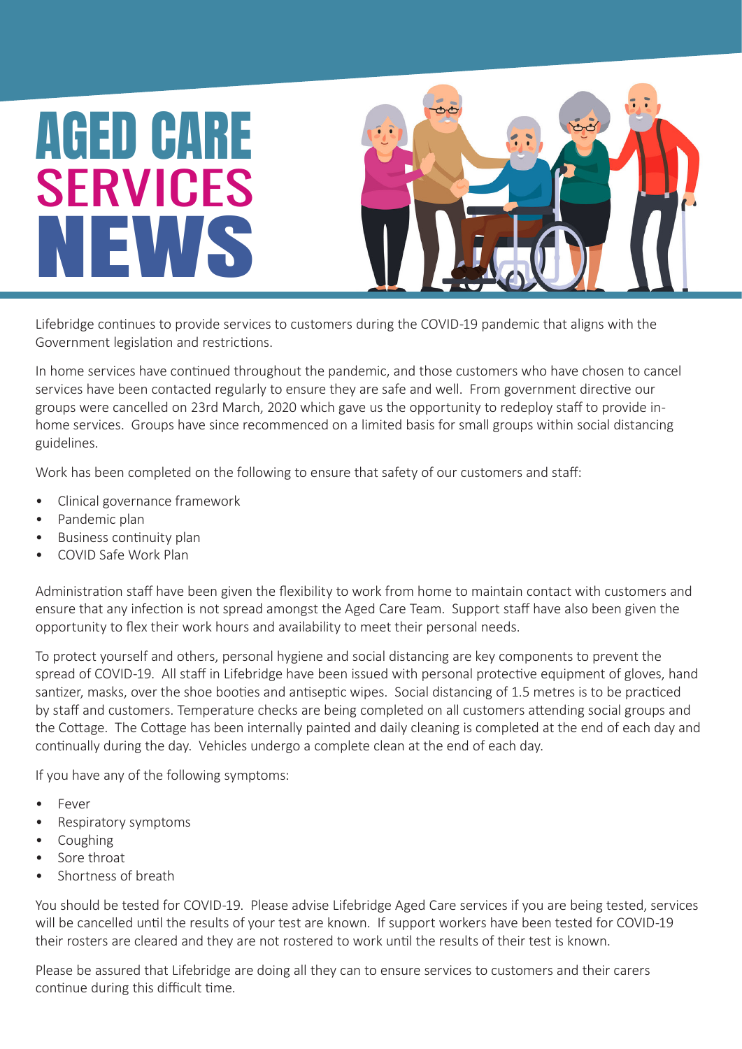# AGED CARE SERVICES NEWS

Lifebridge continues to provide services to customers during the COVID-19 pandemic that aligns with the Government legislation and restrictions.

In home services have continued throughout the pandemic, and those customers who have chosen to cancel services have been contacted regularly to ensure they are safe and well. From government directive our groups were cancelled on 23rd March, 2020 which gave us the opportunity to redeploy staff to provide in-home services. Groups have since recommenced on a limited basis for small groups within social distancing guidelines.

Work has been completed on the following to ensure that safety of our customers and staff:

- Clinical governance framework
- Pandemic plan
- Business continuity plan
- COVID Safe Work Plan

Administration staff have been given the flexibility to work from home to maintain contact with customers and ensure that any infection is not spread amongst the Aged Care Team. Support staff have also been given the opportunity to flex their work hours and availability to meet their personal needs.

To protect yourself and others, personal hygiene and social distancing are key components to prevent the spread of COVID-19. All staff in Lifebridge have been issued with personal protective equipment of gloves, hand santizer, masks, over the shoe booties and antiseptic wipes. Social distancing of 1.5 metres is to be practiced by staff and customers. Temperature checks are being completed on all customers attending social groups and the Cottage. The Cottage has been internally painted and daily cleaning is completed at the end of each day and continually during the day. Vehicles undergo a complete clean at the end of each day.

If you have any of the following symptoms:

- Fever
- Respiratory symptoms
- Coughing
- Sore throat
- Shortness of breath

You should be tested for COVID-19. Please advise Lifebridge Aged Care services if you are being tested, services will be cancelled until the results of your test are known. If support workers have been tested for COVID-19 their rosters are cleared and they are not rostered to work until the results of their test is known.

Please be assured that Lifebridge are doing all they can to ensure services to customers and their carers continue during this difficult time.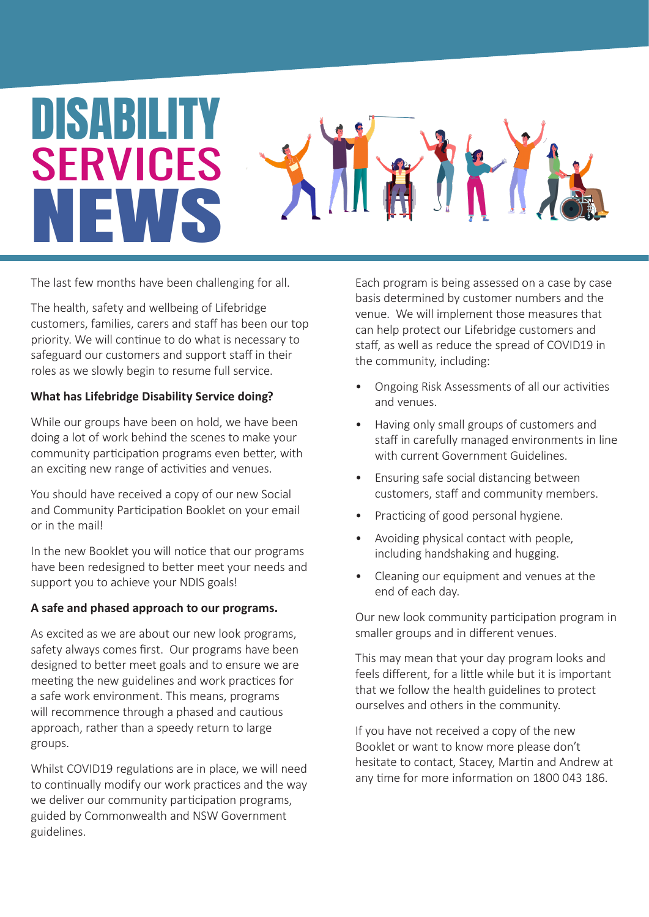# DISABILITY SERVICES NEWS

The last few months have been challenging for all.

The health, safety and wellbeing of Lifebridge customers, families, carers and staff has been our top priority. We will continue to do what is necessary to safeguard our customers and support staff in their roles as we slowly begin to resume full service.

**What has Lifebridge Disability Service doing?**

While our groups have been on hold, we have been doing a lot of work behind the scenes to make your community participation programs even better, with an exciting new range of activities and venues.

You should have received a copy of our new Social and Community Participation Booklet on your email or in the mail!

In the new Booklet you will notice that our programs have been redesigned to better meet your needs and support you to achieve your NDIS goals!

**A safe and phased approach to our programs.**

As excited as we are about our new look programs, safety always comes first. Our programs have been designed to better meet goals and to ensure we are meeting the new guidelines and work practices for a safe work environment. This means, programs will recommence through a phased and cautious approach, rather than a speedy return to large groups.

Whilst COVID19 regulations are in place, we will need to continually modify our work practices and the way we deliver our community participation programs, guided by Commonwealth and NSW Government guidelines.

Each program is being assessed on a case by case basis determined by customer numbers and the venue. We will implement those measures that can help protect our Lifebridge customers and staff, as well as reduce the spread of COVID19 in the community, including:

- Ongoing Risk Assessments of all our activities and venues.
- Having only small groups of customers and staff in carefully managed environments in line with current Government Guidelines.
- Ensuring safe social distancing between customers, staff and community members.
- Practicing of good personal hygiene.
- Avoiding physical contact with people, including handshaking and hugging.
- Cleaning our equipment and venues at the end of each day.

Our new look community participation program in smaller groups and in different venues.

This may mean that your day program looks and feels different, for a little while but it is important that we follow the health guidelines to protect ourselves and others in the community.

If you have not received a copy of the new Booklet or want to know more please don't hesitate to contact, Stacey, Martin and Andrew at any time for more information on 1800 043 186.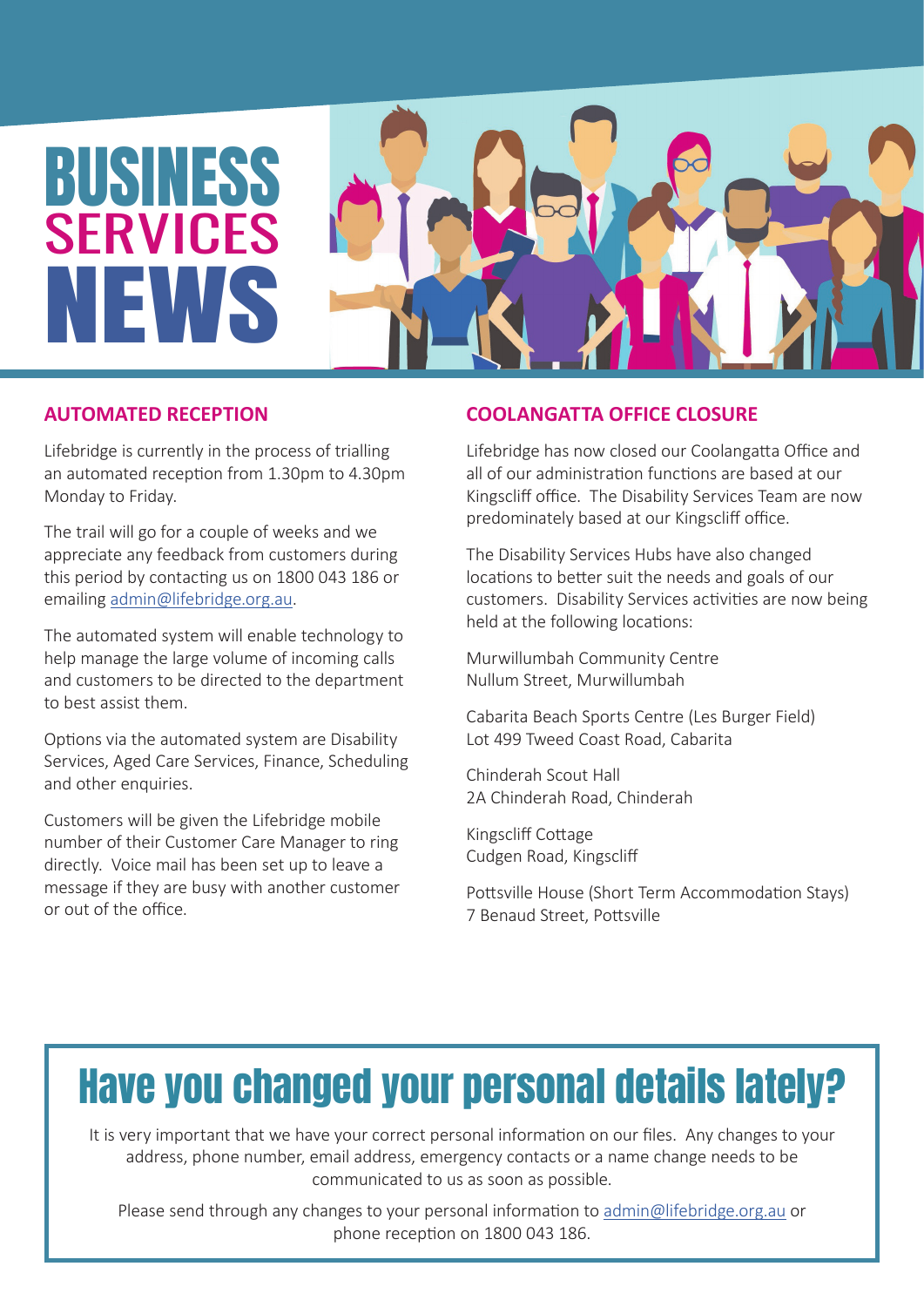# BUSINESS SERVICES NEWS

## AUTOMATED RECEPTION

Lifebridge is currently in the process of trialling an automated reception from 1.30pm to 4.30pm Monday to Friday.

The trail will go for a couple of weeks and we appreciate any feedback from customers during this period by contacting us on 1800 043 186 or emailing admin@lifebridge.org.au.

The automated system will enable technology to help manage the large volume of incoming calls and customers to be directed to the department to best assist them.

Options via the automated system are Disability Services, Aged Care Services, Finance, Scheduling and other enquiries.

Customers will be given the Lifebridge mobile number of their Customer Care Manager to ring directly. Voice mail has been set up to leave a message if they are busy with another customer or out of the office.

## COOLANGATTA OFFICE CLOSURE

Lifebridge has now closed our Coolangatta Office and all of our administration functions are based at our Kingscliff office. The Disability Services Team are now predominately based at our Kingscliff office.

The Disability Services Hubs have also changed locations to better suit the needs and goals of our customers. Disability Services activities are now being held at the following locations:

Murwillumbah Community Centre
Nullum Street, Murwillumbah

Cabarita Beach Sports Centre (Les Burger Field)
Lot 499 Tweed Coast Road, Cabarita

Chinderah Scout Hall
2A Chinderah Road, Chinderah

Kingscliff Cottage
Cudgen Road, Kingscliff

Pottsville House (Short Term Accommodation Stays)
7 Benaud Street, Pottsville

## Have you changed your personal details lately?

It is very important that we have your correct personal information on our files. Any changes to your address, phone number, email address, emergency contacts or a name change needs to be communicated to us as soon as possible.

Please send through any changes to your personal information to admin@lifebridge.org.au or phone reception on 1800 043 186.